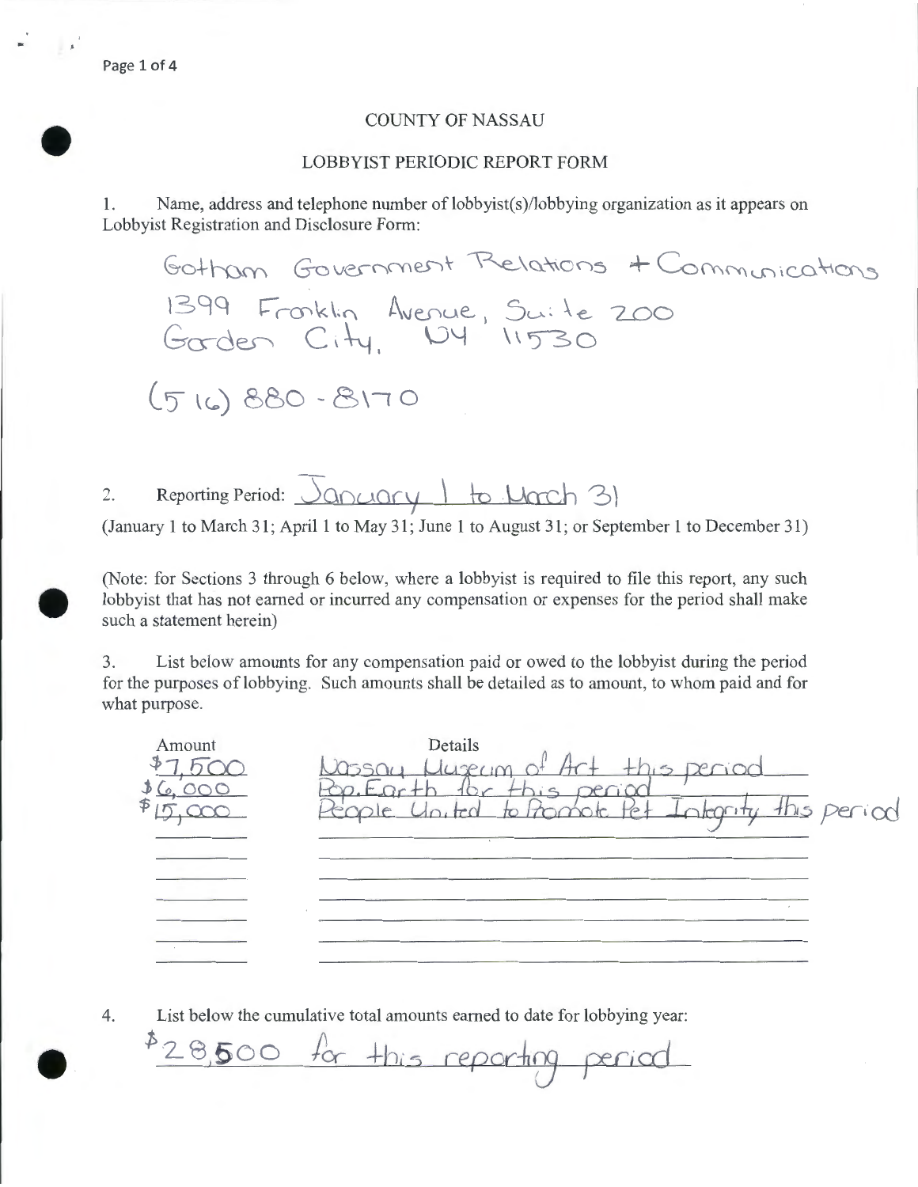# COUNTY OF NASSAU

## LOBBYIST PERIODIC REPORT FORM

1. Name, address and telephone number of lobbyist(s)/lobbying organization as it appears on Lobbyist Registration and Disclosure Form:

Gotham Government Relations + Communications
1399 Franklin Avenue, Suite 200
Garden City, NY 11530

(516) 880-8170

2. Reporting Period: January 1 to March 31

(January 1 to March 31; April 1 to May 31; June 1 to August 31; or September 1 to December 31)

(Note: for Sections 3 through 6 below, where a lobbyist is required to file this report, any such lobbyist that has not earned or incurred any compensation or expenses for the period shall make such a statement herein)

3. List below amounts for any compensation paid or owed to the lobbyist during the period for the purposes of lobbying. Such amounts shall be detailed as to amount, to whom paid and for what purpose.

| Amount | Details |
|---|---|
| $7,500 | Nassau Museum of Art this period |
| $6,000 | Pop.Earth for this period |
| $15,000 | People United to Promote Pet Integrity this period |

4. List below the cumulative total amounts earned to date for lobbying year:

$28,500 for this reporting period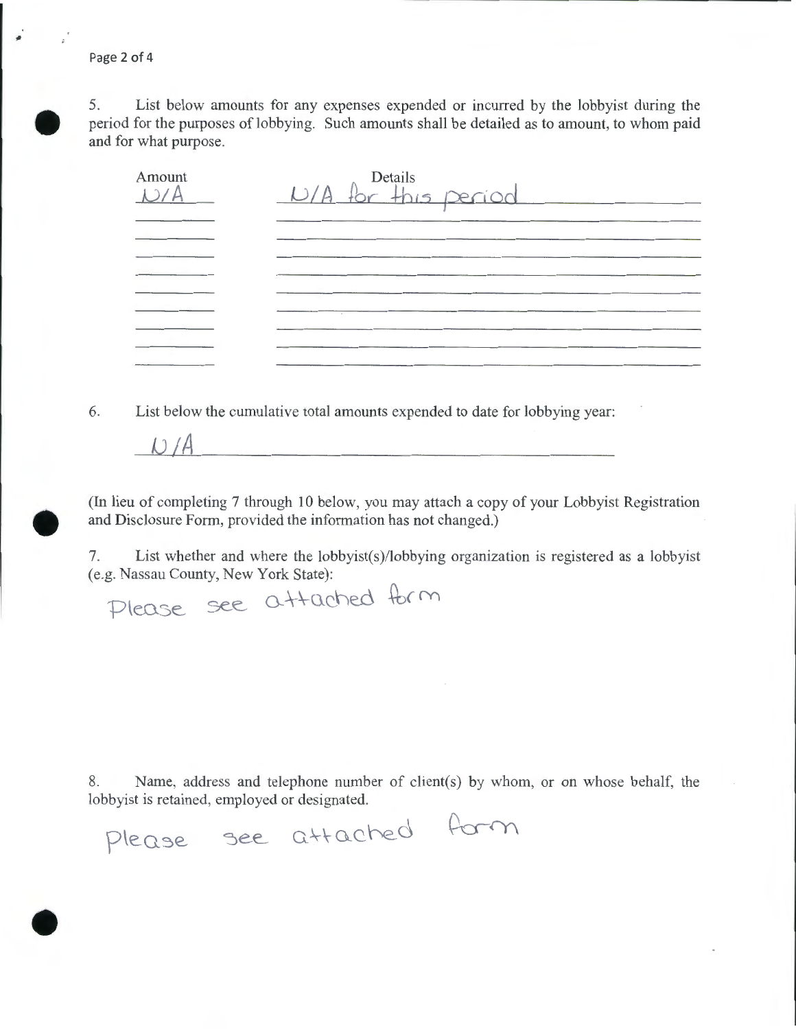5. List below amounts for any expenses expended or incurred by the lobbyist during the period for the purposes of lobbying. Such amounts shall be detailed as to amount, to whom paid and for what purpose.

| Amount | Details |
| --- | --- |
| N/A | N/A for this period |
| | |
| | |
| | |
| | |
| | |
| | |
| | |
| | |
| | |

6. List below the cumulative total amounts expended to date for lobbying year:

N/A

(In lieu of completing 7 through 10 below, you may attach a copy of your Lobbyist Registration and Disclosure Form, provided the information has not changed.)

7. List whether and where the lobbyist(s)/lobbying organization is registered as a lobbyist (e.g. Nassau County, New York State):

Please see attached form

8. Name, address and telephone number of client(s) by whom, or on whose behalf, the lobbyist is retained, employed or designated.

Please see attached form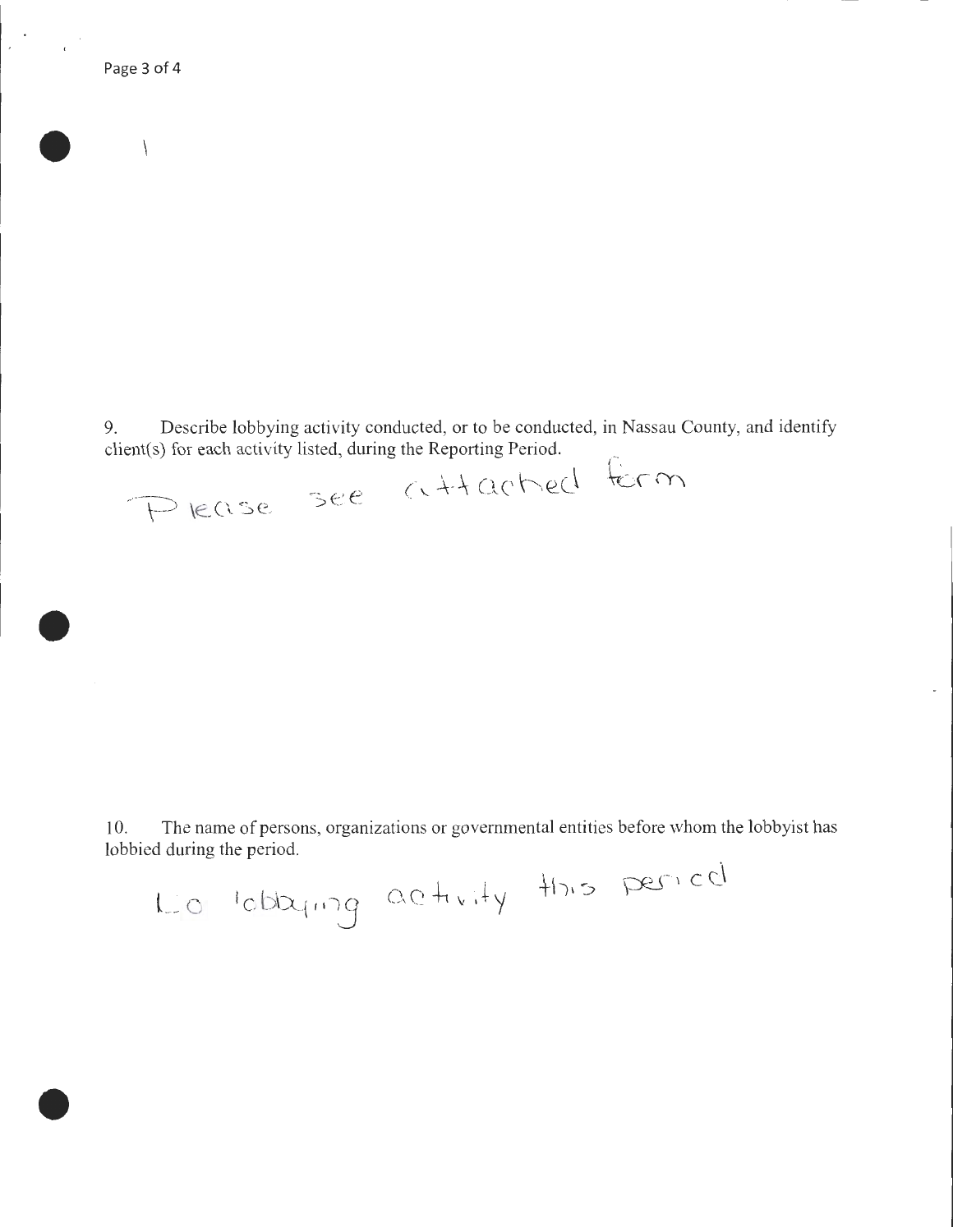9. Describe lobbying activity conducted, or to be conducted, in Nassau County, and identify client(s) for each activity listed, during the Reporting Period.

Please see attached form

10. The name of persons, organizations or governmental entities before whom the lobbyist has lobbied during the period.

No lobbying activity this period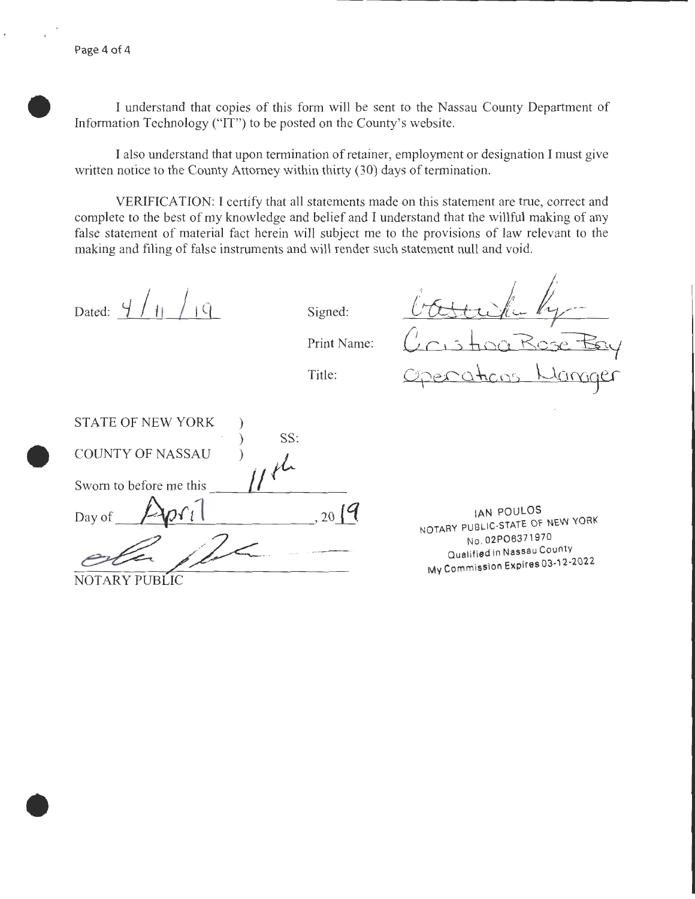I understand that copies of this form will be sent to the Nassau County Department of Information Technology ("IT") to be posted on the County's website.

I also understand that upon termination of retainer, employment or designation I must give written notice to the County Attorney within thirty (30) days of termination.

VERIFICATION: I certify that all statements made on this statement are true, correct and complete to the best of my knowledge and belief and I understand that the willful making of any false statement of material fact herein will subject me to the provisions of law relevant to the making and filing of false instruments and will render such statement null and void.

Dated: 4 / 11 / 19

Signed: [signature]

Print Name: Cristina Rose Bay

Title: Operations Manager

STATE OF NEW YORK )
) SS:
COUNTY OF NASSAU )

Sworn to before me this 11th

Day of April, 2019

[signature]

NOTARY PUBLIC

IAN POULOS
NOTARY PUBLIC-STATE OF NEW YORK
No. 02PO6371970
Qualified in Nassau County
My Commission Expires 03-12-2022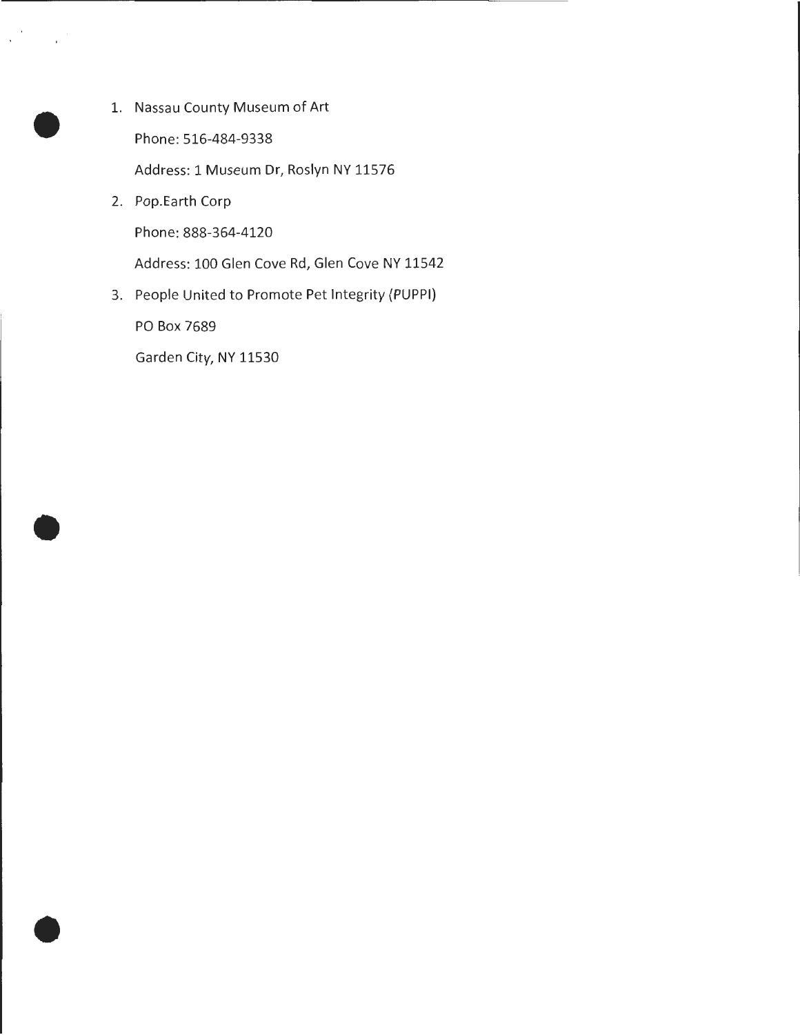1. Nassau County Museum of Art

   Phone: 516-484-9338

   Address: 1 Museum Dr, Roslyn NY 11576

2. Pop.Earth Corp

   Phone: 888-364-4120

   Address: 100 Glen Cove Rd, Glen Cove NY 11542

3. People United to Promote Pet Integrity (PUPPI)

   PO Box 7689

   Garden City, NY 11530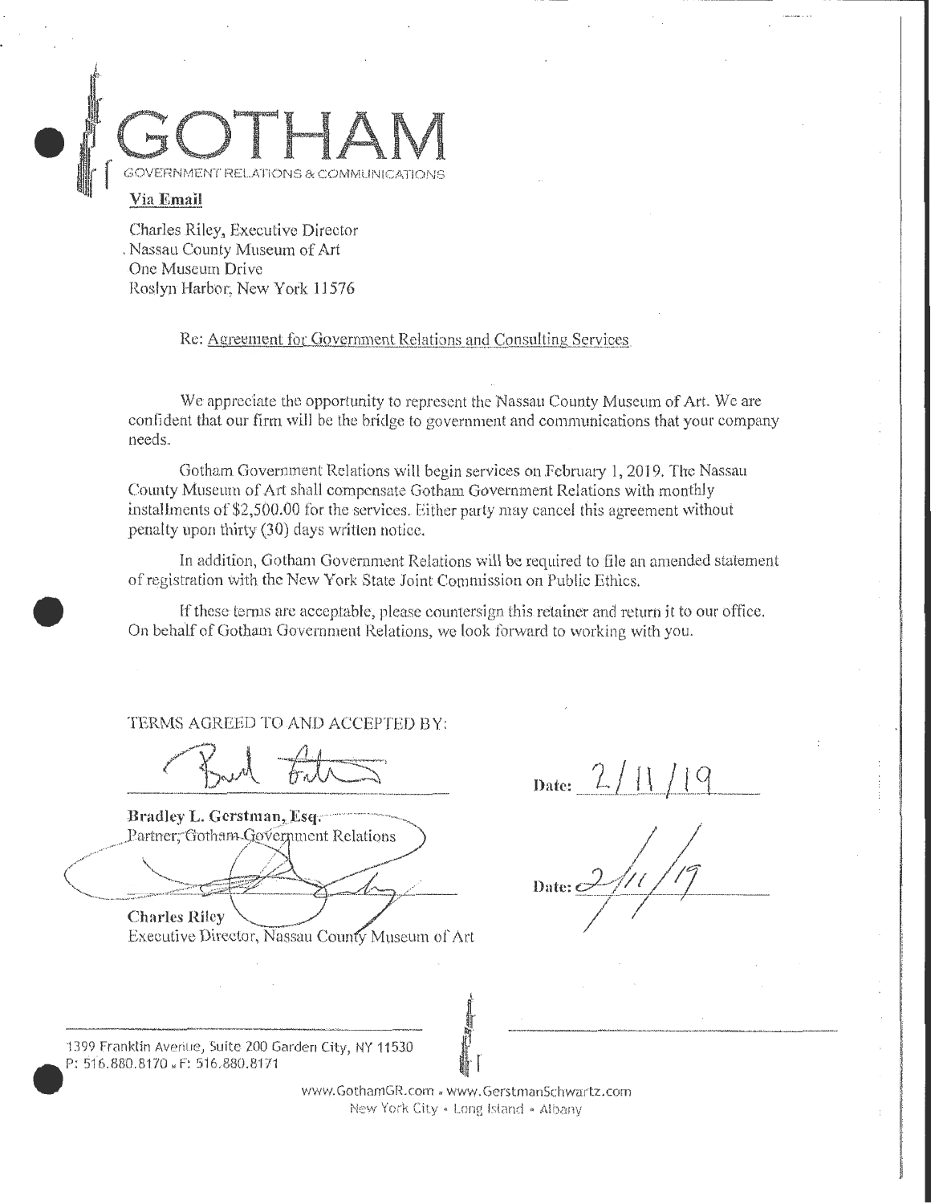# GOTHAM

GOVERNMENT RELATIONS & COMMUNICATIONS

**Via Email**

Charles Riley, Executive Director
Nassau County Museum of Art
One Museum Drive
Roslyn Harbor, New York 11576

Re: Agreement for Government Relations and Consulting Services

We appreciate the opportunity to represent the Nassau County Museum of Art. We are confident that our firm will be the bridge to government and communications that your company needs.

Gotham Government Relations will begin services on February 1, 2019. The Nassau County Museum of Art shall compensate Gotham Government Relations with monthly installments of $2,500.00 for the services. Either party may cancel this agreement without penalty upon thirty (30) days written notice.

In addition, Gotham Government Relations will be required to file an amended statement of registration with the New York State Joint Commission on Public Ethics.

If these terms are acceptable, please countersign this retainer and return it to our office. On behalf of Gotham Government Relations, we look forward to working with you.

TERMS AGREED TO AND ACCEPTED BY:

**Bradley L. Gerstman, Esq.**
Partner, Gotham Government Relations

Date: 2/11/19

**Charles Riley**
Executive Director, Nassau County Museum of Art

Date: 2/11/19

1399 Franklin Avenue, Suite 200 Garden City, NY 11530
P: 516.880.8170 • F: 516.880.8171

www.GothamGR.com • www.GerstmanSchwartz.com
New York City • Long Island • Albany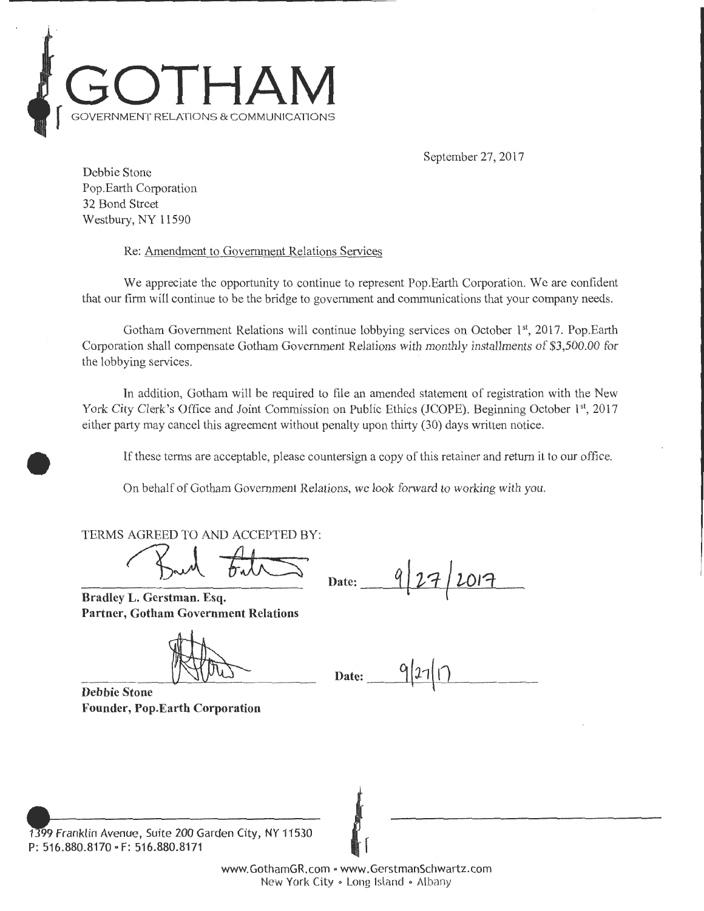# GOTHAM

GOVERNMENT RELATIONS & COMMUNICATIONS

September 27, 2017

Debbie Stone
Pop.Earth Corporation
32 Bond Street
Westbury, NY 11590

Re: Amendment to Government Relations Services

We appreciate the opportunity to continue to represent Pop.Earth Corporation. We are confident that our firm will continue to be the bridge to government and communications that your company needs.

Gotham Government Relations will continue lobbying services on October 1st, 2017. Pop.Earth Corporation shall compensate Gotham Government Relations with monthly installments of $3,500.00 for the lobbying services.

In addition, Gotham will be required to file an amended statement of registration with the New York City Clerk's Office and Joint Commission on Public Ethics (JCOPE). Beginning October 1st, 2017 either party may cancel this agreement without penalty upon thirty (30) days written notice.

If these terms are acceptable, please countersign a copy of this retainer and return it to our office.

On behalf of Gotham Government Relations, we look forward to working with you.

TERMS AGREED TO AND ACCEPTED BY:

[Signature] Date: 9/27/2017

**Bradley L. Gerstman. Esq.**
**Partner, Gotham Government Relations**

[Signature] Date: 9/27/17

**Debbie Stone**
**Founder, Pop.Earth Corporation**

1399 Franklin Avenue, Suite 200 Garden City, NY 11530
P: 516.880.8170 • F: 516.880.8171

www.GothamGR.com • www.GerstmanSchwartz.com
New York City • Long Island • Albany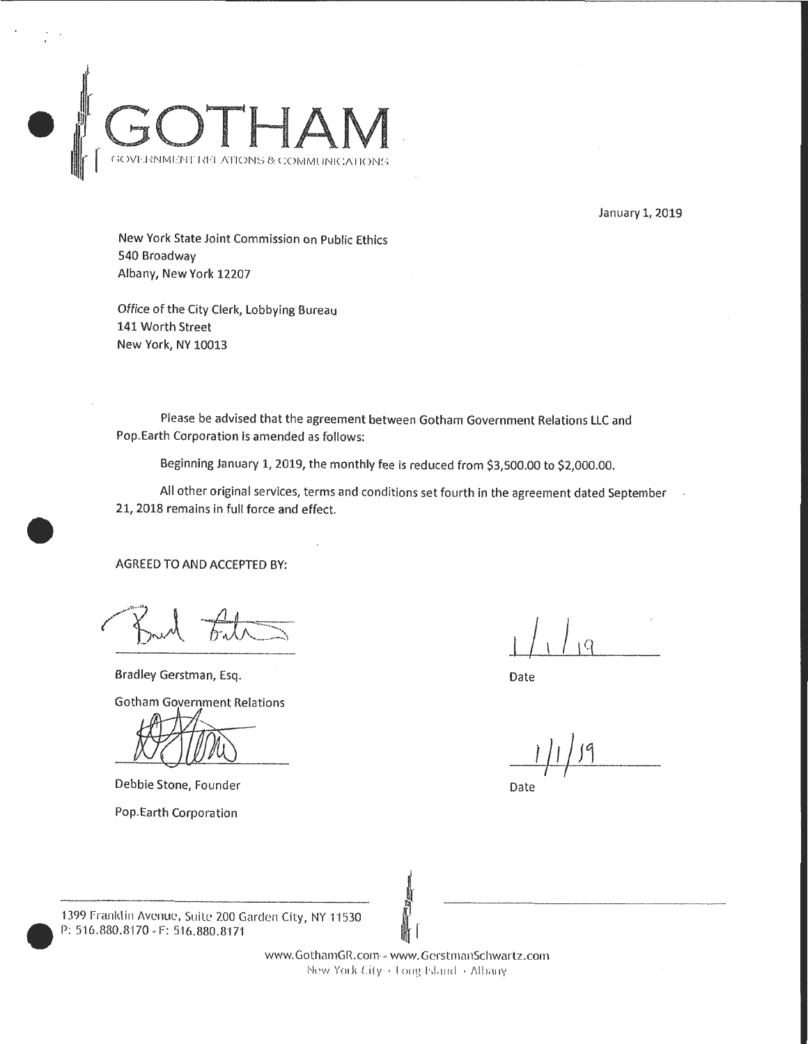# GOTHAM

GOVERNMENT RELATIONS & COMMUNICATIONS

January 1, 2019

New York State Joint Commission on Public Ethics
540 Broadway
Albany, New York 12207

Office of the City Clerk, Lobbying Bureau
141 Worth Street
New York, NY 10013

Please be advised that the agreement between Gotham Government Relations LLC and Pop.Earth Corporation is amended as follows:

Beginning January 1, 2019, the monthly fee is reduced from $3,500.00 to $2,000.00.

All other original services, terms and conditions set fourth in the agreement dated September 21, 2018 remains in full force and effect.

AGREED TO AND ACCEPTED BY:

Bradley Gerstman, Esq. — Date: 1/1/19

Gotham Government Relations

Debbie Stone, Founder — Date: 1/1/19

Pop.Earth Corporation

1399 Franklin Avenue, Suite 200 Garden City, NY 11530
P: 516.880.8170 - F: 516.880.8171

www.GothamGR.com - www.GerstmanSchwartz.com
New York City - Long Island - Albany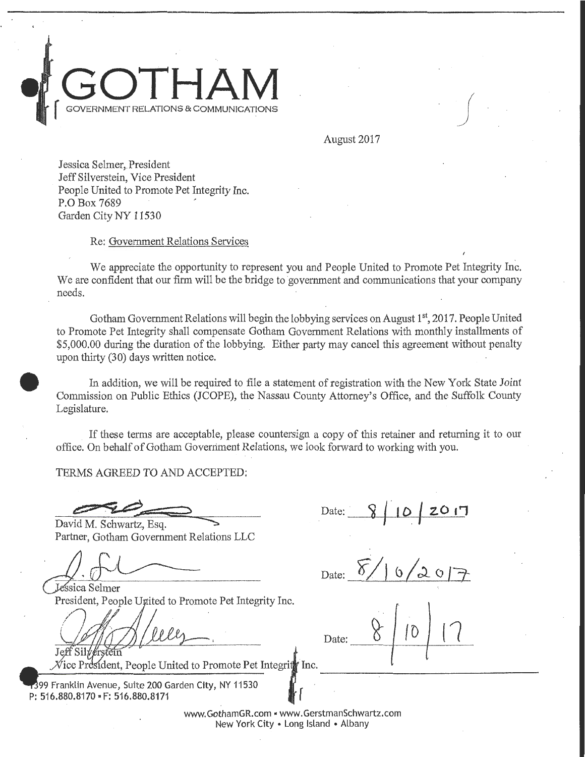# GOTHAM

GOVERNMENT RELATIONS & COMMUNICATIONS

August 2017

Jessica Selmer, President
Jeff Silverstein, Vice President
People United to Promote Pet Integrity Inc.
P.O Box 7689
Garden City NY 11530

Re: Government Relations Services

We appreciate the opportunity to represent you and People United to Promote Pet Integrity Inc. We are confident that our firm will be the bridge to government and communications that your company needs.

Gotham Government Relations will begin the lobbying services on August 1st, 2017. People United to Promote Pet Integrity shall compensate Gotham Government Relations with monthly installments of $5,000.00 during the duration of the lobbying. Either party may cancel this agreement without penalty upon thirty (30) days written notice.

In addition, we will be required to file a statement of registration with the New York State Joint Commission on Public Ethics (JCOPE), the Nassau County Attorney's Office, and the Suffolk County Legislature.

If these terms are acceptable, please countersign a copy of this retainer and returning it to our office. On behalf of Gotham Government Relations, we look forward to working with you.

TERMS AGREED TO AND ACCEPTED:

David M. Schwartz, Esq.
Partner, Gotham Government Relations LLC

Date: 8/10/2017

Jessica Selmer
President, People United to Promote Pet Integrity Inc.

Date: 8/10/2017

Jeff Silverstein
Vice President, People United to Promote Pet Integrity Inc.

Date: 8/10/17

399 Franklin Avenue, Suite 200 Garden City, NY 11530
P: 516.880.8170 • F: 516.880.8171

www.GothamGR.com • www.GerstmanSchwartz.com
New York City • Long Island • Albany